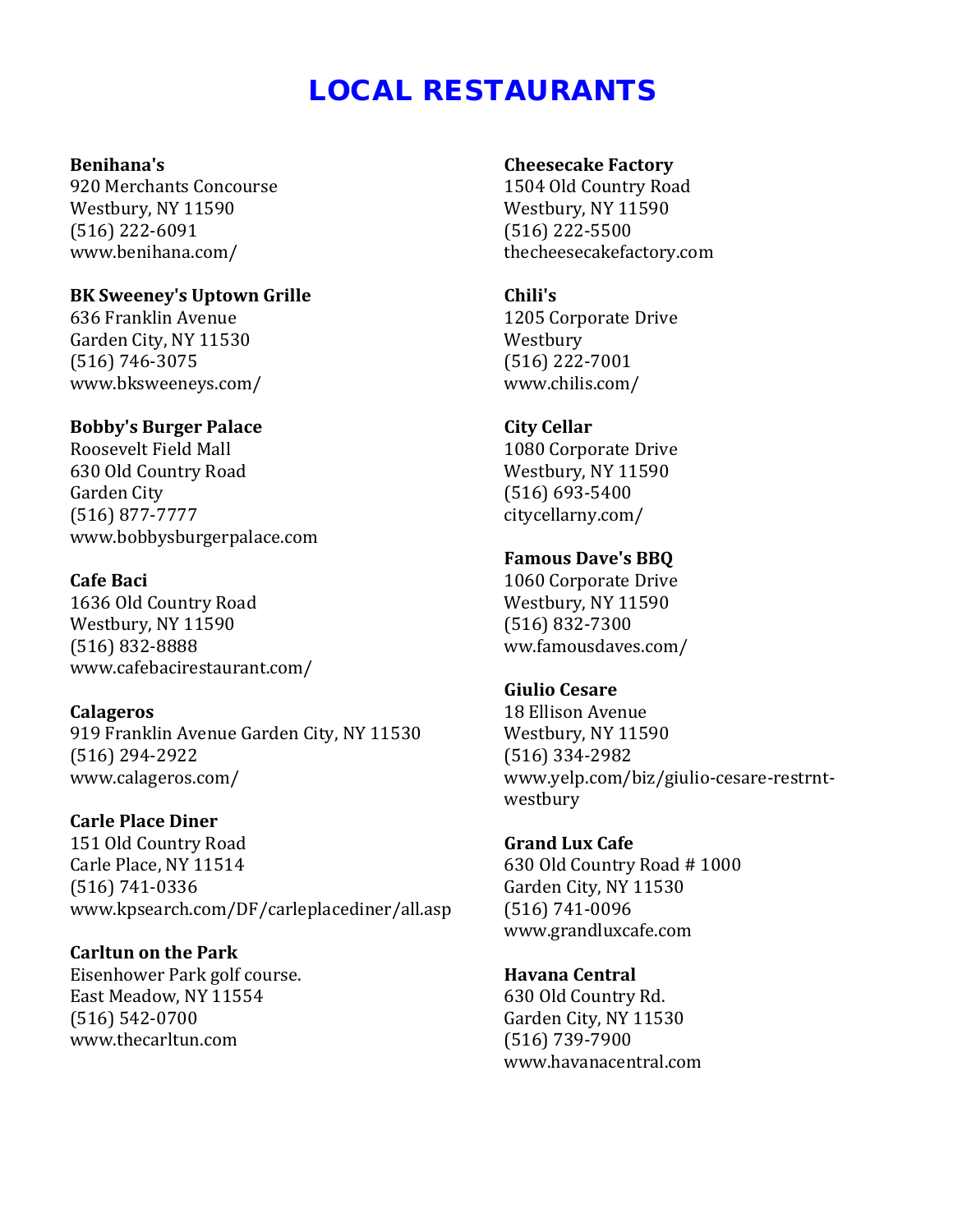# LOCAL RESTAURANTS

**Benihana's**
920 Merchants Concourse
Westbury, NY 11590
(516) 222-6091
www.benihana.com/

**BK Sweeney's Uptown Grille**
636 Franklin Avenue
Garden City, NY 11530
(516) 746-3075
www.bksweeneys.com/

**Bobby's Burger Palace**
Roosevelt Field Mall
630 Old Country Road
Garden City
(516) 877-7777
www.bobbysburgerpalace.com

**Cafe Baci**
1636 Old Country Road
Westbury, NY 11590
(516) 832-8888
www.cafebacirestaurant.com/

**Calageros**
919 Franklin Avenue Garden City, NY 11530
(516) 294-2922
www.calageros.com/

**Carle Place Diner**
151 Old Country Road
Carle Place, NY 11514
(516) 741-0336
www.kpsearch.com/DF/carleplacediner/all.asp

**Carltun on the Park**
Eisenhower Park golf course.
East Meadow, NY 11554
(516) 542-0700
www.thecarltun.com

**Cheesecake Factory**
1504 Old Country Road
Westbury, NY 11590
(516) 222-5500
thecheesecakefactory.com

**Chili's**
1205 Corporate Drive
Westbury
(516) 222-7001
www.chilis.com/

**City Cellar**
1080 Corporate Drive
Westbury, NY 11590
(516) 693-5400
citycellarny.com/

**Famous Dave's BBQ**
1060 Corporate Drive
Westbury, NY 11590
(516) 832-7300
ww.famousdaves.com/

**Giulio Cesare**
18 Ellison Avenue
Westbury, NY 11590
(516) 334-2982
www.yelp.com/biz/giulio-cesare-restrnt-westbury

**Grand Lux Cafe**
630 Old Country Road # 1000
Garden City, NY 11530
(516) 741-0096
www.grandluxcafe.com

**Havana Central**
630 Old Country Rd.
Garden City, NY 11530
(516) 739-7900
www.havanacentral.com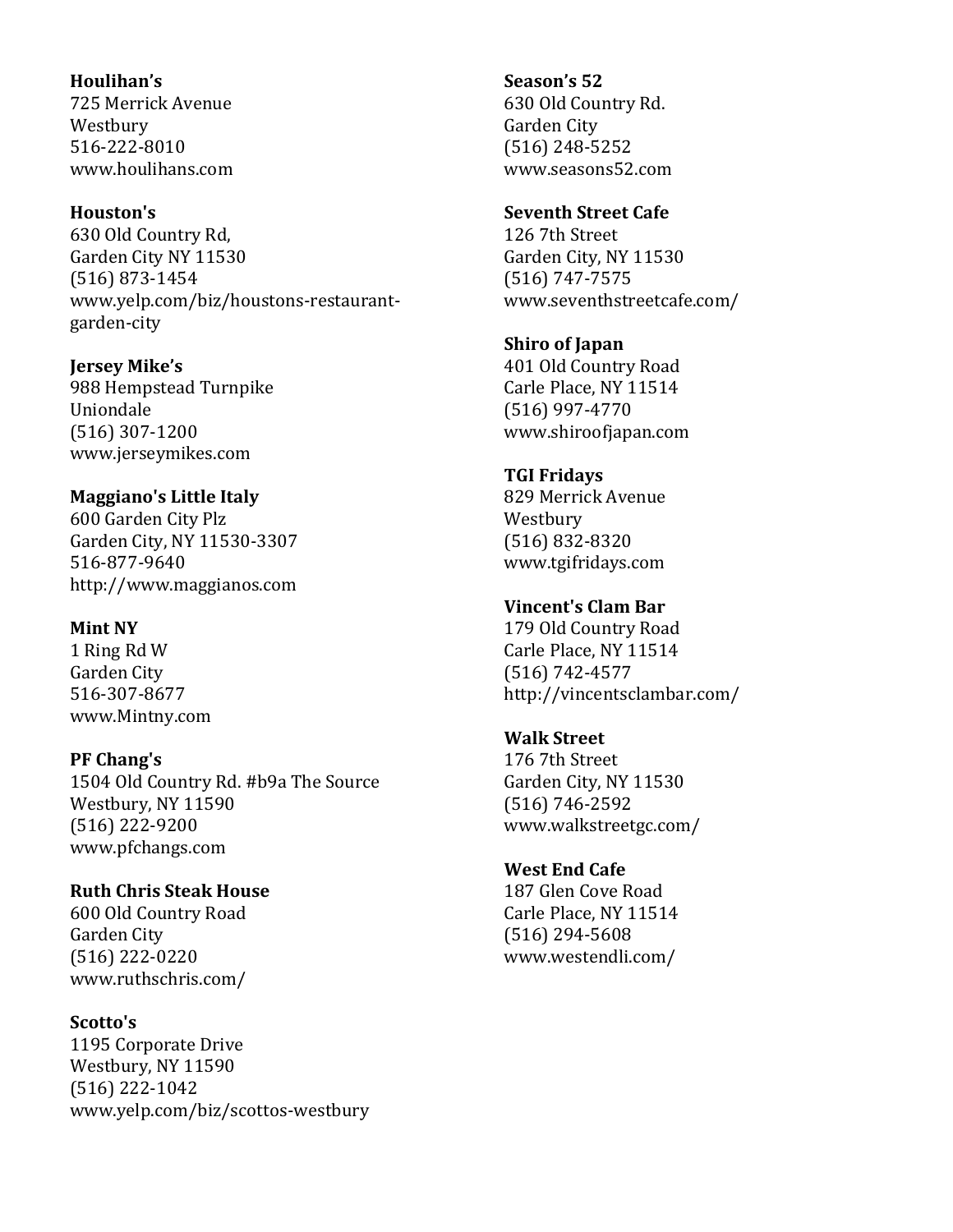**Houlihan’s**
725 Merrick Avenue
Westbury
516-222-8010
www.houlihans.com

**Houston's**
630 Old Country Rd,
Garden City NY 11530
(516) 873-1454
www.yelp.com/biz/houstons-restaurant-garden-city

**Jersey Mike’s**
988 Hempstead Turnpike
Uniondale
(516) 307-1200
www.jerseymikes.com

**Maggiano's Little Italy**
600 Garden City Plz
Garden City, NY 11530-3307
516-877-9640
http://www.maggianos.com

**Mint NY**
1 Ring Rd W
Garden City
516-307-8677
www.Mintny.com

**PF Chang's**
1504 Old Country Rd. #b9a The Source
Westbury, NY 11590
(516) 222-9200
www.pfchangs.com

**Ruth Chris Steak House**
600 Old Country Road
Garden City
(516) 222-0220
www.ruthschris.com/

**Scotto's**
1195 Corporate Drive
Westbury, NY 11590
(516) 222-1042
www.yelp.com/biz/scottos-westbury

**Season’s 52**
630 Old Country Rd.
Garden City
(516) 248-5252
www.seasons52.com

**Seventh Street Cafe**
126 7th Street
Garden City, NY 11530
(516) 747-7575
www.seventhstreetcafe.com/

**Shiro of Japan**
401 Old Country Road
Carle Place, NY 11514
(516) 997-4770
www.shiroofjapan.com

**TGI Fridays**
829 Merrick Avenue
Westbury
(516) 832-8320
www.tgifridays.com

**Vincent's Clam Bar**
179 Old Country Road
Carle Place, NY 11514
(516) 742-4577
http://vincentsclambar.com/

**Walk Street**
176 7th Street
Garden City, NY 11530
(516) 746-2592
www.walkstreetgc.com/

**West End Cafe**
187 Glen Cove Road
Carle Place, NY 11514
(516) 294-5608
www.westendli.com/